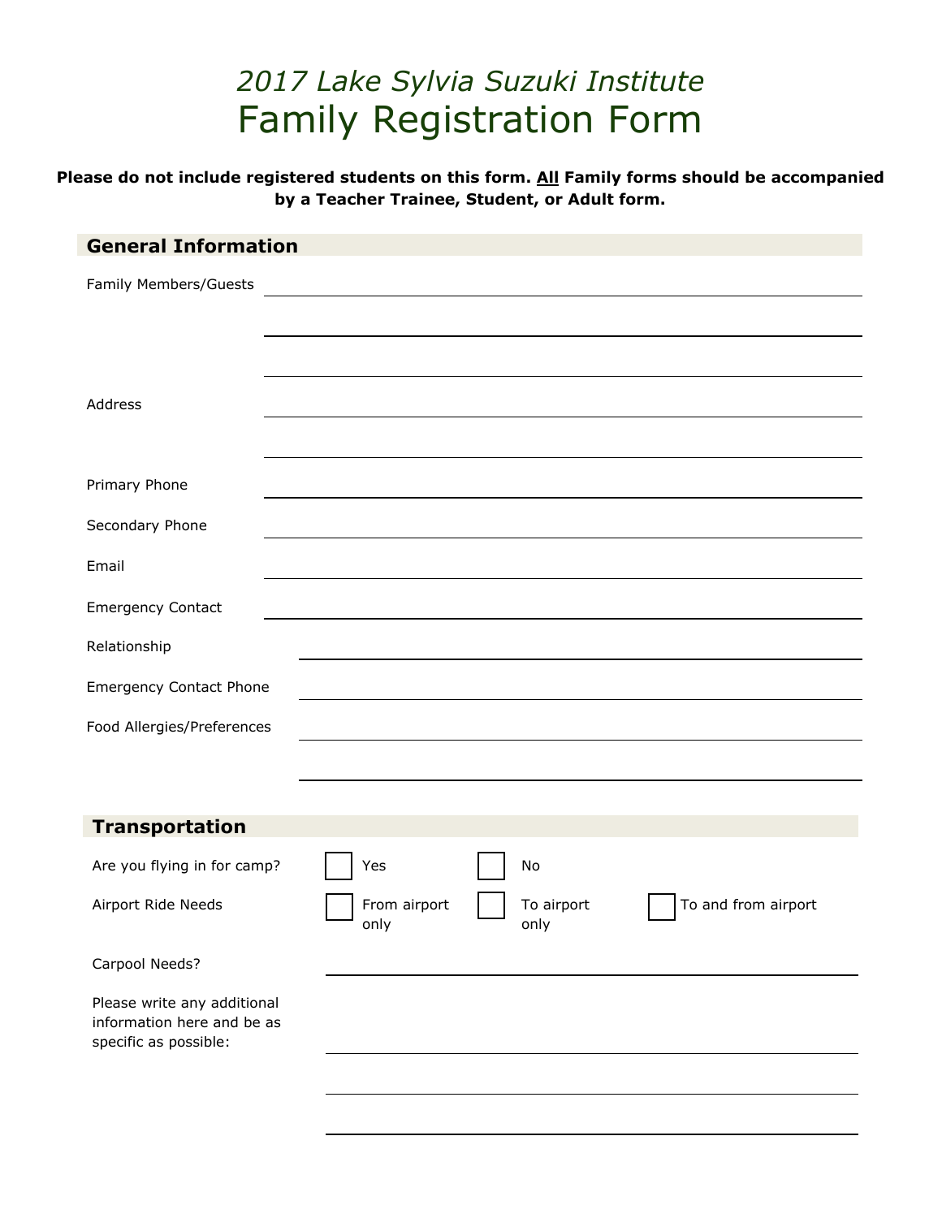# *2017 Lake Sylvia Suzuki Institute*
# Family Registration Form

**Please do not include registered students on this form. <u>All</u> Family forms should be accompanied by a Teacher Trainee, Student, or Adult form.**

## General Information

Family Members/Guests ______________________________

______________________________

______________________________

Address ______________________________

______________________________

Primary Phone ______________________________

Secondary Phone ______________________________

Email ______________________________

Emergency Contact ______________________________

Relationship ______________________________

Emergency Contact Phone ______________________________

Food Allergies/Preferences ______________________________

______________________________

## Transportation

Are you flying in for camp? ☐ Yes ☐ No

Airport Ride Needs ☐ From airport only ☐ To airport only ☐ To and from airport

Carpool Needs? ______________________________

Please write any additional information here and be as specific as possible:

______________________________

______________________________

______________________________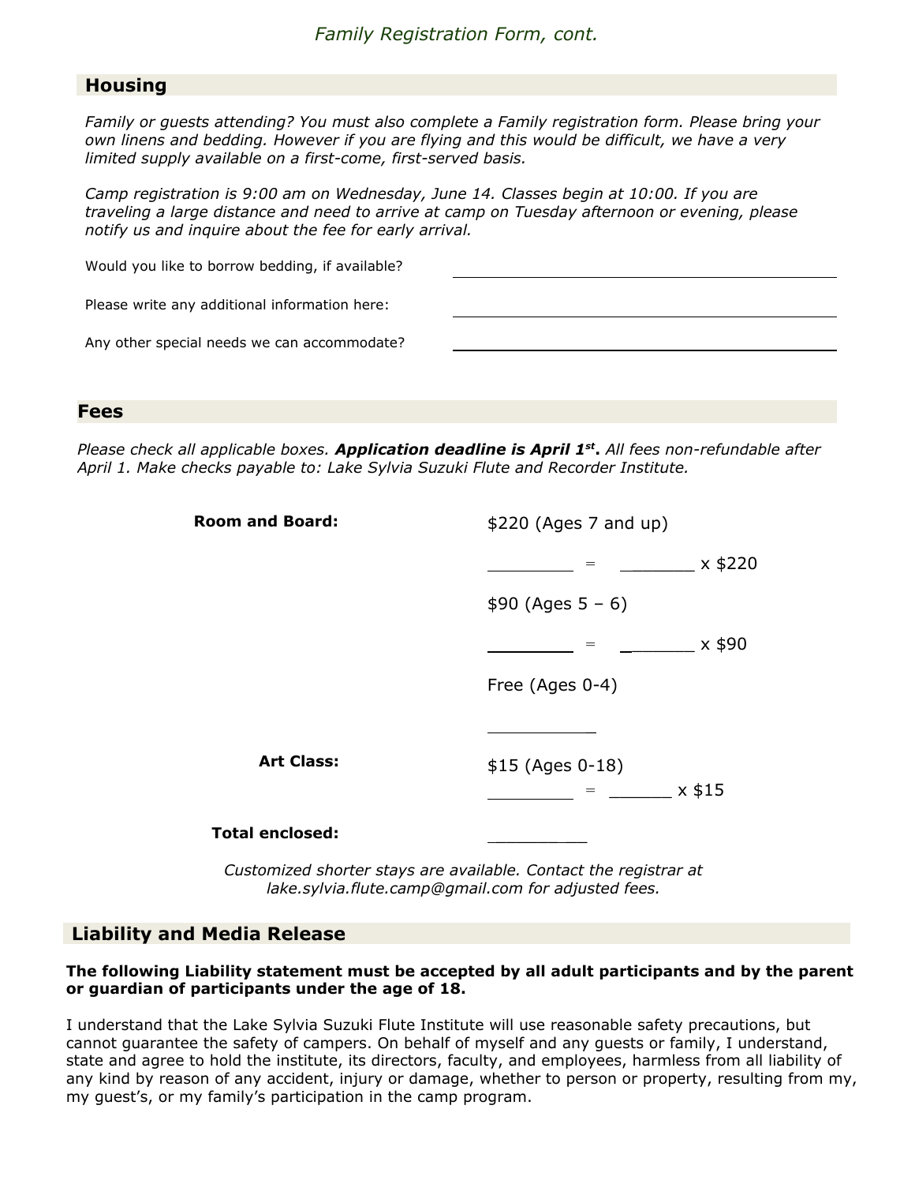*Family Registration Form, cont.*

## Housing

*Family or guests attending? You must also complete a Family registration form. Please bring your own linens and bedding. However if you are flying and this would be difficult, we have a very limited supply available on a first-come, first-served basis.*

*Camp registration is 9:00 am on Wednesday, June 14. Classes begin at 10:00. If you are traveling a large distance and need to arrive at camp on Tuesday afternoon or evening, please notify us and inquire about the fee for early arrival.*

Would you like to borrow bedding, if available? ______________________________

Please write any additional information here: ______________________________

Any other special needs we can accommodate? ______________________________

## Fees

*Please check all applicable boxes.* ***Application deadline is April 1st.*** *All fees non-refundable after April 1. Make checks payable to: Lake Sylvia Suzuki Flute and Recorder Institute.*

**Room and Board:**

$220 (Ages 7 and up)

________ = ________ x $220

$90 (Ages 5 – 6)

________ = ________ x $90

Free (Ages 0-4)

__________

**Art Class:**

$15 (Ages 0-18)

________ = ______ x $15

**Total enclosed:** __________

*Customized shorter stays are available. Contact the registrar at lake.sylvia.flute.camp@gmail.com for adjusted fees.*

## Liability and Media Release

**The following Liability statement must be accepted by all adult participants and by the parent or guardian of participants under the age of 18.**

I understand that the Lake Sylvia Suzuki Flute Institute will use reasonable safety precautions, but cannot guarantee the safety of campers. On behalf of myself and any guests or family, I understand, state and agree to hold the institute, its directors, faculty, and employees, harmless from all liability of any kind by reason of any accident, injury or damage, whether to person or property, resulting from my, my guest's, or my family's participation in the camp program.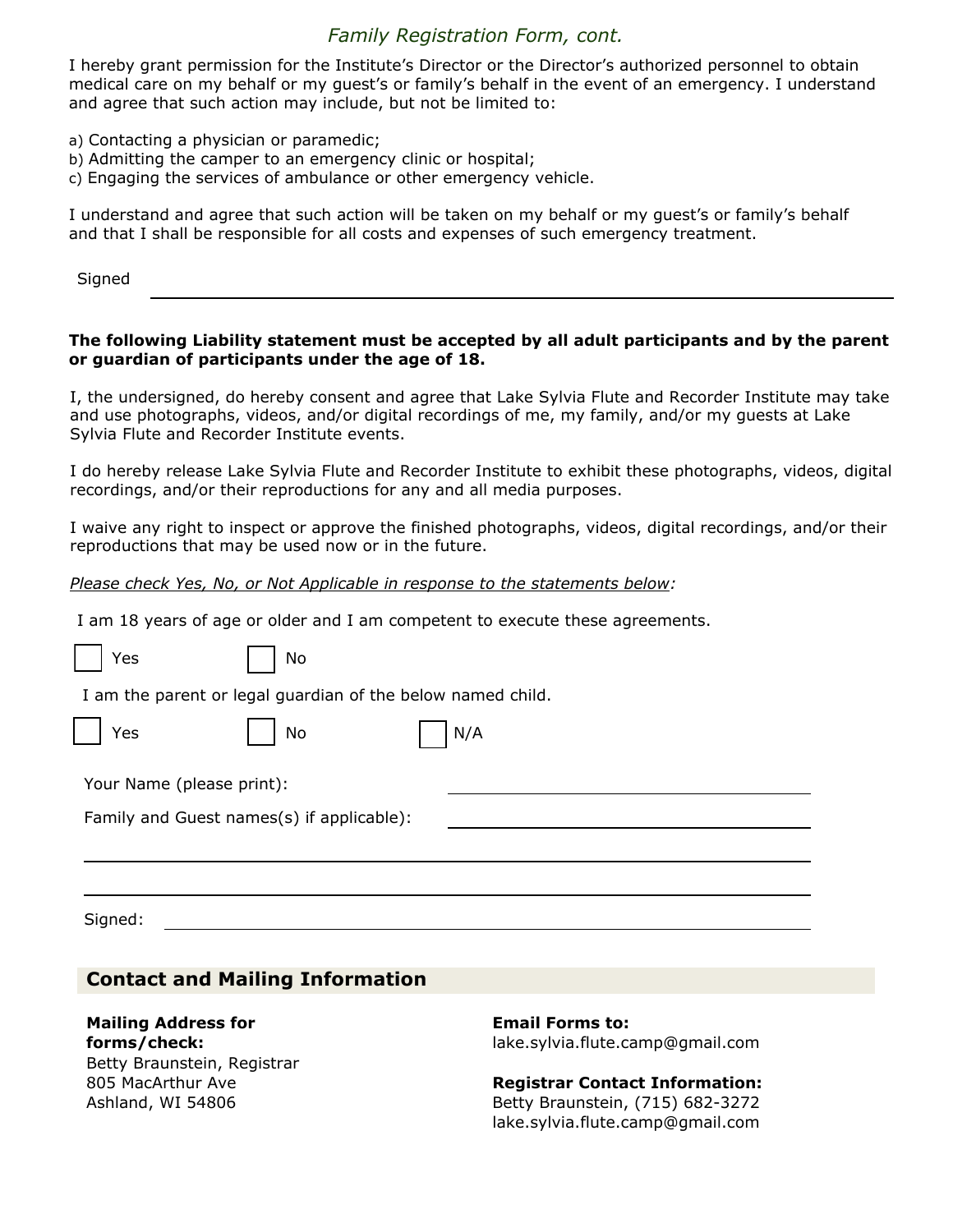*Family Registration Form, cont.*

I hereby grant permission for the Institute's Director or the Director's authorized personnel to obtain medical care on my behalf or my guest's or family's behalf in the event of an emergency. I understand and agree that such action may include, but not be limited to:

a) Contacting a physician or paramedic;
b) Admitting the camper to an emergency clinic or hospital;
c) Engaging the services of ambulance or other emergency vehicle.

I understand and agree that such action will be taken on my behalf or my guest's or family's behalf and that I shall be responsible for all costs and expenses of such emergency treatment.

Signed ______________________________

**The following Liability statement must be accepted by all adult participants and by the parent or guardian of participants under the age of 18.**

I, the undersigned, do hereby consent and agree that Lake Sylvia Flute and Recorder Institute may take and use photographs, videos, and/or digital recordings of me, my family, and/or my guests at Lake Sylvia Flute and Recorder Institute events.

I do hereby release Lake Sylvia Flute and Recorder Institute to exhibit these photographs, videos, digital recordings, and/or their reproductions for any and all media purposes.

I waive any right to inspect or approve the finished photographs, videos, digital recordings, and/or their reproductions that may be used now or in the future.

*Please check Yes, No, or Not Applicable in response to the statements below:*

I am 18 years of age or older and I am competent to execute these agreements.

☐ Yes ☐ No

I am the parent or legal guardian of the below named child.

☐ Yes ☐ No ☐ N/A

Your Name (please print): ______________________________

Family and Guest names(s) if applicable): ______________________________

______________________________

______________________________

Signed: ______________________________

## Contact and Mailing Information

**Mailing Address for forms/check:**
Betty Braunstein, Registrar
805 MacArthur Ave
Ashland, WI 54806

**Email Forms to:**
lake.sylvia.flute.camp@gmail.com

**Registrar Contact Information:**
Betty Braunstein, (715) 682-3272
lake.sylvia.flute.camp@gmail.com